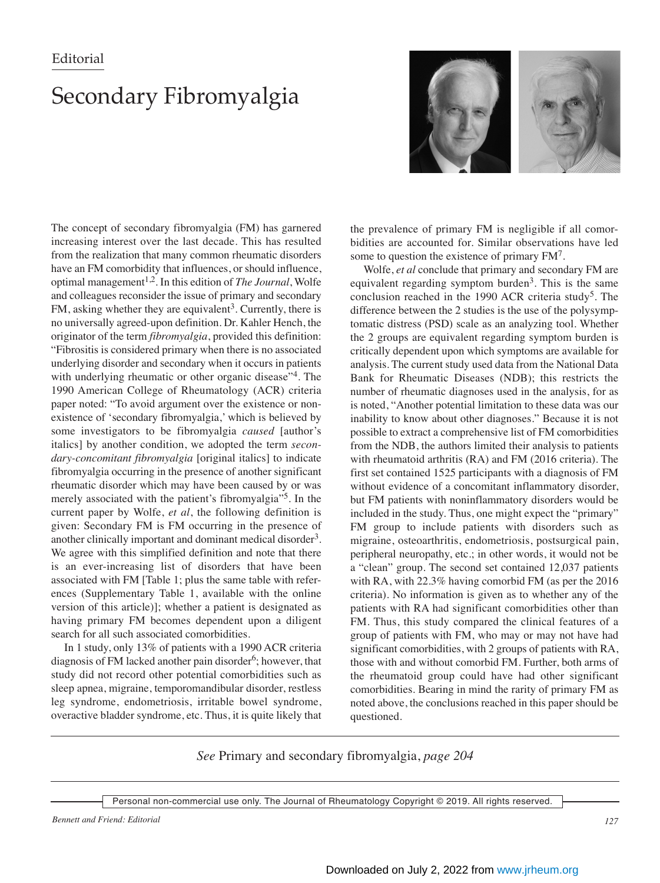Editorial

# Secondary Fibromyalgia

The concept of secondary fibromyalgia (FM) has garnered increasing interest over the last decade. This has resulted from the realization that many common rheumatic disorders have an FM comorbidity that influences, or should influence, optimal management[1,2]. In this edition of *The Journal*, Wolfe and colleagues reconsider the issue of primary and secondary FM, asking whether they are equivalent[3]. Currently, there is no universally agreed-upon definition. Dr. Kahler Hench, the originator of the term *fibromyalgia*, provided this definition: "Fibrositis is considered primary when there is no associated underlying disorder and secondary when it occurs in patients with underlying rheumatic or other organic disease"[4]. The 1990 American College of Rheumatology (ACR) criteria paper noted: "To avoid argument over the existence or nonexistence of 'secondary fibromyalgia,' which is believed by some investigators to be fibromyalgia *caused* [author's italics] by another condition, we adopted the term *secondary-concomitant fibromyalgia* [original italics] to indicate fibromyalgia occurring in the presence of another significant rheumatic disorder which may have been caused by or was merely associated with the patient's fibromyalgia"[5]. In the current paper by Wolfe, *et al*, the following definition is given: Secondary FM is FM occurring in the presence of another clinically important and dominant medical disorder[3]. We agree with this simplified definition and note that there is an ever-increasing list of disorders that have been associated with FM [Table 1; plus the same table with references (Supplementary Table 1, available with the online version of this article)]; whether a patient is designated as having primary FM becomes dependent upon a diligent search for all such associated comorbidities.

In 1 study, only 13% of patients with a 1990 ACR criteria diagnosis of FM lacked another pain disorder[6]; however, that study did not record other potential comorbidities such as sleep apnea, migraine, temporomandibular disorder, restless leg syndrome, endometriosis, irritable bowel syndrome, overactive bladder syndrome, etc. Thus, it is quite likely that the prevalence of primary FM is negligible if all comorbidities are accounted for. Similar observations have led some to question the existence of primary FM[7].

Wolfe, *et al* conclude that primary and secondary FM are equivalent regarding symptom burden[3]. This is the same conclusion reached in the 1990 ACR criteria study[5]. The difference between the 2 studies is the use of the polysymptomatic distress (PSD) scale as an analyzing tool. Whether the 2 groups are equivalent regarding symptom burden is critically dependent upon which symptoms are available for analysis. The current study used data from the National Data Bank for Rheumatic Diseases (NDB); this restricts the number of rheumatic diagnoses used in the analysis, for as is noted, "Another potential limitation to these data was our inability to know about other diagnoses." Because it is not possible to extract a comprehensive list of FM comorbidities from the NDB, the authors limited their analysis to patients with rheumatoid arthritis (RA) and FM (2016 criteria). The first set contained 1525 participants with a diagnosis of FM without evidence of a concomitant inflammatory disorder, but FM patients with noninflammatory disorders would be included in the study. Thus, one might expect the "primary" FM group to include patients with disorders such as migraine, osteoarthritis, endometriosis, postsurgical pain, peripheral neuropathy, etc.; in other words, it would not be a "clean" group. The second set contained 12,037 patients with RA, with 22.3% having comorbid FM (as per the 2016 criteria). No information is given as to whether any of the patients with RA had significant comorbidities other than FM. Thus, this study compared the clinical features of a group of patients with FM, who may or may not have had significant comorbidities, with 2 groups of patients with RA, those with and without comorbid FM. Further, both arms of the rheumatoid group could have had other significant comorbidities. Bearing in mind the rarity of primary FM as noted above, the conclusions reached in this paper should be questioned.

*See* Primary and secondary fibromyalgia, *page 204*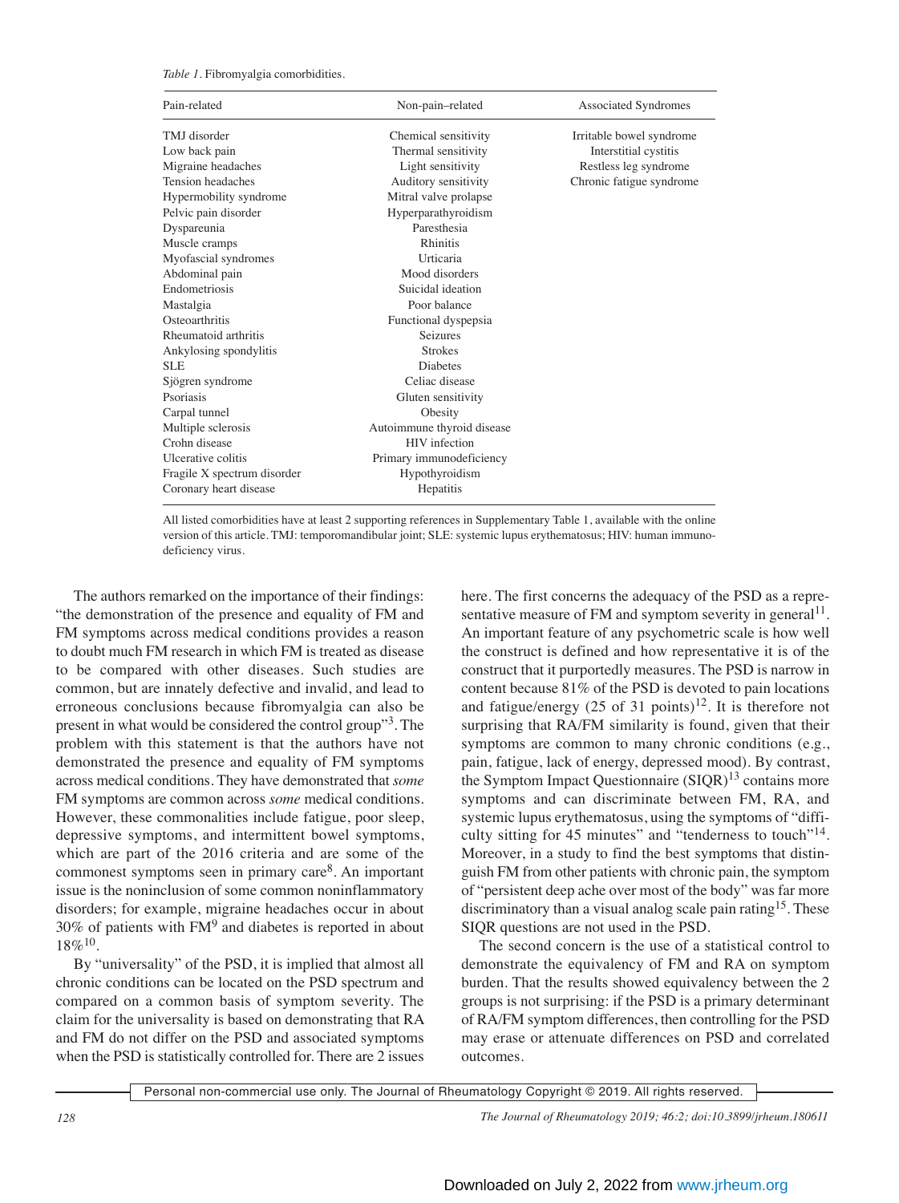*Table 1*. Fibromyalgia comorbidities.

| Pain-related | Non-pain–related | Associated Syndromes |
|---|---|---|
| TMJ disorder | Chemical sensitivity | Irritable bowel syndrome |
| Low back pain | Thermal sensitivity | Interstitial cystitis |
| Migraine headaches | Light sensitivity | Restless leg syndrome |
| Tension headaches | Auditory sensitivity | Chronic fatigue syndrome |
| Hypermobility syndrome | Mitral valve prolapse | |
| Pelvic pain disorder | Hyperparathyroidism | |
| Dyspareunia | Paresthesia | |
| Muscle cramps | Rhinitis | |
| Myofascial syndromes | Urticaria | |
| Abdominal pain | Mood disorders | |
| Endometriosis | Suicidal ideation | |
| Mastalgia | Poor balance | |
| Osteoarthritis | Functional dyspepsia | |
| Rheumatoid arthritis | Seizures | |
| Ankylosing spondylitis | Strokes | |
| SLE | Diabetes | |
| Sjögren syndrome | Celiac disease | |
| Psoriasis | Gluten sensitivity | |
| Carpal tunnel | Obesity | |
| Multiple sclerosis | Autoimmune thyroid disease | |
| Crohn disease | HIV infection | |
| Ulcerative colitis | Primary immunodeficiency | |
| Fragile X spectrum disorder | Hypothyroidism | |
| Coronary heart disease | Hepatitis | |

All listed comorbidities have at least 2 supporting references in Supplementary Table 1, available with the online version of this article. TMJ: temporomandibular joint; SLE: systemic lupus erythematosus; HIV: human immunodeficiency virus.

The authors remarked on the importance of their findings: "the demonstration of the presence and equality of FM and FM symptoms across medical conditions provides a reason to doubt much FM research in which FM is treated as disease to be compared with other diseases. Such studies are common, but are innately defective and invalid, and lead to erroneous conclusions because fibromyalgia can also be present in what would be considered the control group"[3]. The problem with this statement is that the authors have not demonstrated the presence and equality of FM symptoms across medical conditions. They have demonstrated that *some* FM symptoms are common across *some* medical conditions. However, these commonalities include fatigue, poor sleep, depressive symptoms, and intermittent bowel symptoms, which are part of the 2016 criteria and are some of the commonest symptoms seen in primary care[8]. An important issue is the noninclusion of some common noninflammatory disorders; for example, migraine headaches occur in about 30% of patients with FM[9] and diabetes is reported in about 18%[10].

By "universality" of the PSD, it is implied that almost all chronic conditions can be located on the PSD spectrum and compared on a common basis of symptom severity. The claim for the universality is based on demonstrating that RA and FM do not differ on the PSD and associated symptoms when the PSD is statistically controlled for. There are 2 issues here. The first concerns the adequacy of the PSD as a representative measure of FM and symptom severity in general[11]. An important feature of any psychometric scale is how well the construct is defined and how representative it is of the construct that it purportedly measures. The PSD is narrow in content because 81% of the PSD is devoted to pain locations and fatigue/energy (25 of 31 points)[12]. It is therefore not surprising that RA/FM similarity is found, given that their symptoms are common to many chronic conditions (e.g., pain, fatigue, lack of energy, depressed mood). By contrast, the Symptom Impact Questionnaire (SIQR)[13] contains more symptoms and can discriminate between FM, RA, and systemic lupus erythematosus, using the symptoms of "difficulty sitting for 45 minutes" and "tenderness to touch"[14]. Moreover, in a study to find the best symptoms that distinguish FM from other patients with chronic pain, the symptom of "persistent deep ache over most of the body" was far more discriminatory than a visual analog scale pain rating[15]. These SIQR questions are not used in the PSD.

The second concern is the use of a statistical control to demonstrate the equivalency of FM and RA on symptom burden. That the results showed equivalency between the 2 groups is not surprising: if the PSD is a primary determinant of RA/FM symptom differences, then controlling for the PSD may erase or attenuate differences on PSD and correlated outcomes.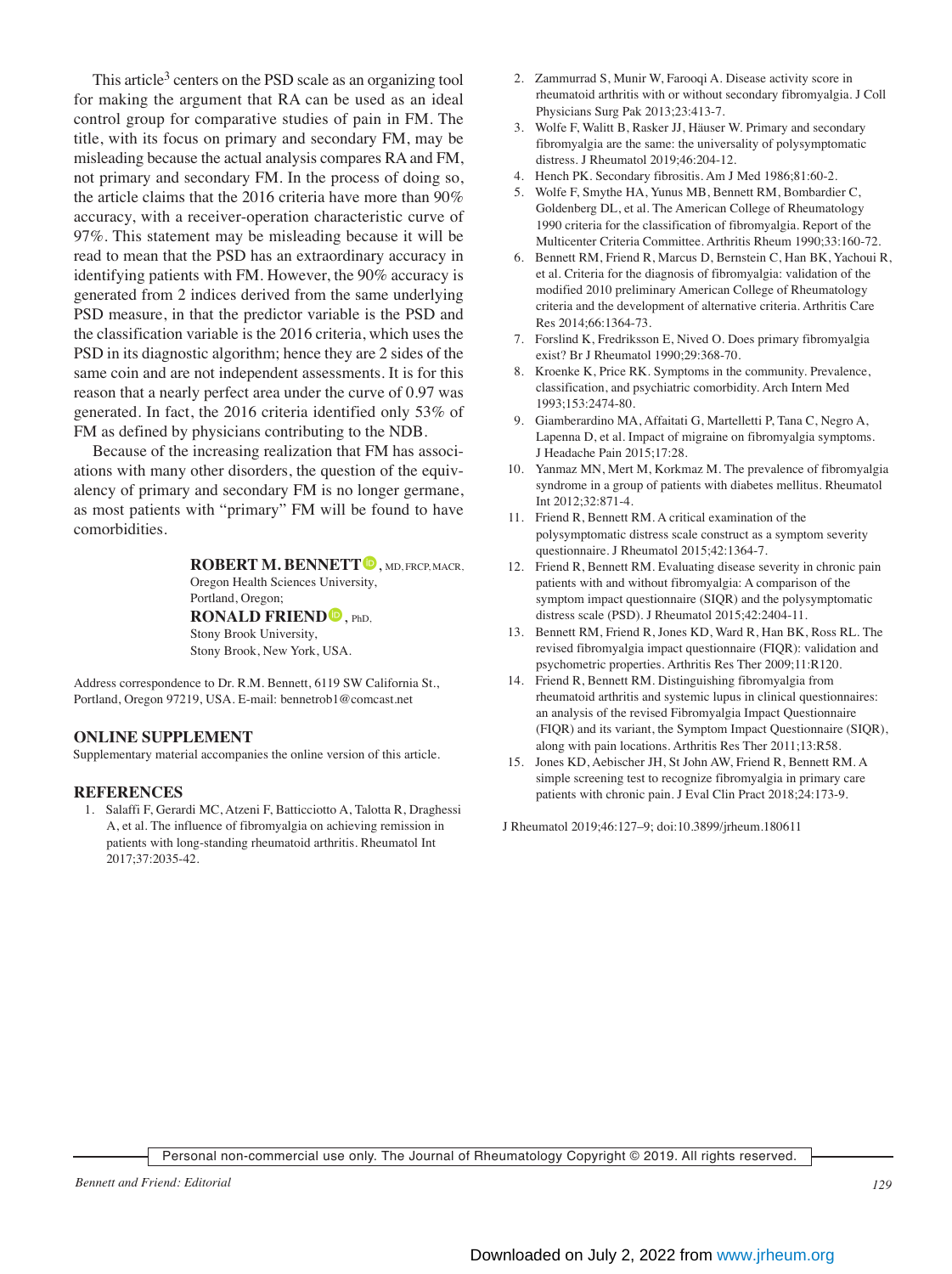This article[3] centers on the PSD scale as an organizing tool for making the argument that RA can be used as an ideal control group for comparative studies of pain in FM. The title, with its focus on primary and secondary FM, may be misleading because the actual analysis compares RA and FM, not primary and secondary FM. In the process of doing so, the article claims that the 2016 criteria have more than 90% accuracy, with a receiver-operation characteristic curve of 97%. This statement may be misleading because it will be read to mean that the PSD has an extraordinary accuracy in identifying patients with FM. However, the 90% accuracy is generated from 2 indices derived from the same underlying PSD measure, in that the predictor variable is the PSD and the classification variable is the 2016 criteria, which uses the PSD in its diagnostic algorithm; hence they are 2 sides of the same coin and are not independent assessments. It is for this reason that a nearly perfect area under the curve of 0.97 was generated. In fact, the 2016 criteria identified only 53% of FM as defined by physicians contributing to the NDB.

Because of the increasing realization that FM has associations with many other disorders, the question of the equivalency of primary and secondary FM is no longer germane, as most patients with "primary" FM will be found to have comorbidities.

**ROBERT M. BENNETT**, MD, FRCP, MACR, Oregon Health Sciences University, Portland, Oregon;
**RONALD FRIEND**, PhD, Stony Brook University, Stony Brook, New York, USA.

Address correspondence to Dr. R.M. Bennett, 6119 SW California St., Portland, Oregon 97219, USA. E-mail: bennetrob1@comcast.net

## ONLINE SUPPLEMENT

Supplementary material accompanies the online version of this article.

## REFERENCES

1. Salaffi F, Gerardi MC, Atzeni F, Batticciotto A, Talotta R, Draghessi A, et al. The influence of fibromyalgia on achieving remission in patients with long-standing rheumatoid arthritis. Rheumatol Int 2017;37:2035-42.
2. Zammurrad S, Munir W, Farooqi A. Disease activity score in rheumatoid arthritis with or without secondary fibromyalgia. J Coll Physicians Surg Pak 2013;23:413-7.
3. Wolfe F, Walitt B, Rasker JJ, Häuser W. Primary and secondary fibromyalgia are the same: the universality of polysymptomatic distress. J Rheumatol 2019;46:204-12.
4. Hench PK. Secondary fibrositis. Am J Med 1986;81:60-2.
5. Wolfe F, Smythe HA, Yunus MB, Bennett RM, Bombardier C, Goldenberg DL, et al. The American College of Rheumatology 1990 criteria for the classification of fibromyalgia. Report of the Multicenter Criteria Committee. Arthritis Rheum 1990;33:160-72.
6. Bennett RM, Friend R, Marcus D, Bernstein C, Han BK, Yachoui R, et al. Criteria for the diagnosis of fibromyalgia: validation of the modified 2010 preliminary American College of Rheumatology criteria and the development of alternative criteria. Arthritis Care Res 2014;66:1364-73.
7. Forslind K, Fredriksson E, Nived O. Does primary fibromyalgia exist? Br J Rheumatol 1990;29:368-70.
8. Kroenke K, Price RK. Symptoms in the community. Prevalence, classification, and psychiatric comorbidity. Arch Intern Med 1993;153:2474-80.
9. Giamberardino MA, Affaitati G, Martelletti P, Tana C, Negro A, Lapenna D, et al. Impact of migraine on fibromyalgia symptoms. J Headache Pain 2015;17:28.
10. Yanmaz MN, Mert M, Korkmaz M. The prevalence of fibromyalgia syndrome in a group of patients with diabetes mellitus. Rheumatol Int 2012;32:871-4.
11. Friend R, Bennett RM. A critical examination of the polysymptomatic distress scale construct as a symptom severity questionnaire. J Rheumatol 2015;42:1364-7.
12. Friend R, Bennett RM. Evaluating disease severity in chronic pain patients with and without fibromyalgia: A comparison of the symptom impact questionnaire (SIQR) and the polysymptomatic distress scale (PSD). J Rheumatol 2015;42:2404-11.
13. Bennett RM, Friend R, Jones KD, Ward R, Han BK, Ross RL. The revised fibromyalgia impact questionnaire (FIQR): validation and psychometric properties. Arthritis Res Ther 2009;11:R120.
14. Friend R, Bennett RM. Distinguishing fibromyalgia from rheumatoid arthritis and systemic lupus in clinical questionnaires: an analysis of the revised Fibromyalgia Impact Questionnaire (FIQR) and its variant, the Symptom Impact Questionnaire (SIQR), along with pain locations. Arthritis Res Ther 2011;13:R58.
15. Jones KD, Aebischer JH, St John AW, Friend R, Bennett RM. A simple screening test to recognize fibromyalgia in primary care patients with chronic pain. J Eval Clin Pract 2018;24:173-9.

J Rheumatol 2019;46:127–9; doi:10.3899/jrheum.180611